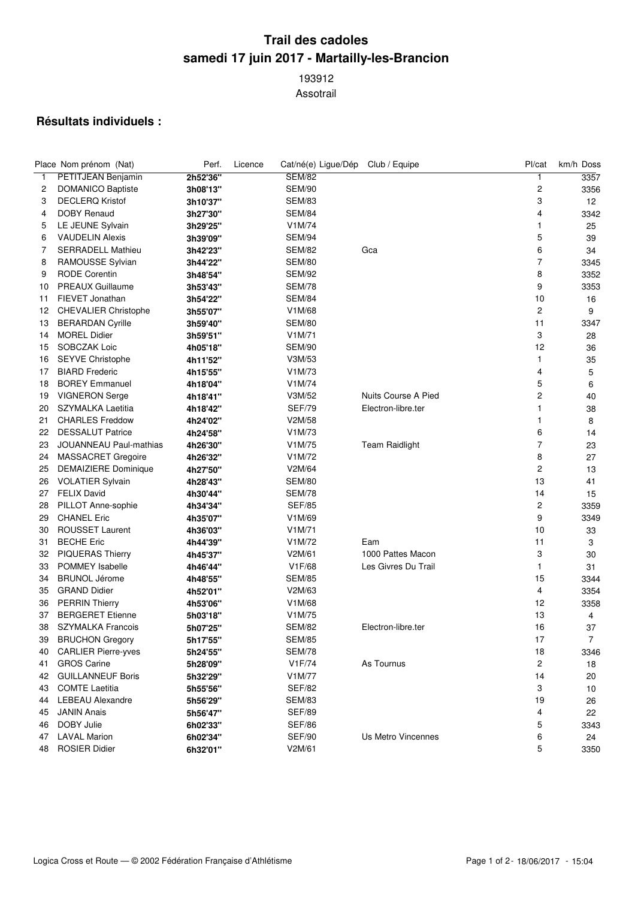# Trail des cadoles
# samedi 17 juin 2017 - Martailly-les-Brancion

193912

Assotrail

## Résultats individuels :

| Place | Nom prénom (Nat) | Perf. | Licence | Cat/né(e) | Ligue/Dép | Club / Equipe | Pl/cat | km/h | Doss |
|---|---|---|---|---|---|---|---|---|---|
| 1 | PETITJEAN Benjamin | 2h52'36'' | | SEM/82 | | | 1 | | 3357 |
| 2 | DOMANICO Baptiste | 3h08'13'' | | SEM/90 | | | 2 | | 3356 |
| 3 | DECLERQ Kristof | 3h10'37'' | | SEM/83 | | | 3 | | 12 |
| 4 | DOBY Renaud | 3h27'30'' | | SEM/84 | | | 4 | | 3342 |
| 5 | LE JEUNE Sylvain | 3h29'25'' | | V1M/74 | | | 1 | | 25 |
| 6 | VAUDELIN Alexis | 3h39'09'' | | SEM/94 | | | 5 | | 39 |
| 7 | SERRADELL Mathieu | 3h42'23'' | | SEM/82 | | Gca | 6 | | 34 |
| 8 | RAMOUSSE Sylvian | 3h44'22'' | | SEM/80 | | | 7 | | 3345 |
| 9 | RODE Corentin | 3h48'54'' | | SEM/92 | | | 8 | | 3352 |
| 10 | PREAUX Guillaume | 3h53'43'' | | SEM/78 | | | 9 | | 3353 |
| 11 | FIEVET Jonathan | 3h54'22'' | | SEM/84 | | | 10 | | 16 |
| 12 | CHEVALIER Christophe | 3h55'07'' | | V1M/68 | | | 2 | | 9 |
| 13 | BERARDAN Cyrille | 3h59'40'' | | SEM/80 | | | 11 | | 3347 |
| 14 | MOREL Didier | 3h59'51'' | | V1M/71 | | | 3 | | 28 |
| 15 | SOBCZAK Loic | 4h05'18'' | | SEM/90 | | | 12 | | 36 |
| 16 | SEYVE Christophe | 4h11'52'' | | V3M/53 | | | 1 | | 35 |
| 17 | BIARD Frederic | 4h15'55'' | | V1M/73 | | | 4 | | 5 |
| 18 | BOREY Emmanuel | 4h18'04'' | | V1M/74 | | | 5 | | 6 |
| 19 | VIGNERON Serge | 4h18'41'' | | V3M/52 | | Nuits Course A Pied | 2 | | 40 |
| 20 | SZYMALKA Laetitia | 4h18'42'' | | SEF/79 | | Electron-libre.ter | 1 | | 38 |
| 21 | CHARLES Freddow | 4h24'02'' | | V2M/58 | | | 1 | | 8 |
| 22 | DESSALUT Patrice | 4h24'58'' | | V1M/73 | | | 6 | | 14 |
| 23 | JOUANNEAU Paul-mathias | 4h26'30'' | | V1M/75 | | Team Raidlight | 7 | | 23 |
| 24 | MASSACRET Gregoire | 4h26'32'' | | V1M/72 | | | 8 | | 27 |
| 25 | DEMAIZIERE Dominique | 4h27'50'' | | V2M/64 | | | 2 | | 13 |
| 26 | VOLATIER Sylvain | 4h28'43'' | | SEM/80 | | | 13 | | 41 |
| 27 | FELIX David | 4h30'44'' | | SEM/78 | | | 14 | | 15 |
| 28 | PILLOT Anne-sophie | 4h34'34'' | | SEF/85 | | | 2 | | 3359 |
| 29 | CHANEL Eric | 4h35'07'' | | V1M/69 | | | 9 | | 3349 |
| 30 | ROUSSET Laurent | 4h36'03'' | | V1M/71 | | | 10 | | 33 |
| 31 | BECHE Eric | 4h44'39'' | | V1M/72 | | Eam | 11 | | 3 |
| 32 | PIQUERAS Thierry | 4h45'37'' | | V2M/61 | | 1000 Pattes Macon | 3 | | 30 |
| 33 | POMMEY Isabelle | 4h46'44'' | | V1F/68 | | Les Givres Du Trail | 1 | | 31 |
| 34 | BRUNOL Jérome | 4h48'55'' | | SEM/85 | | | 15 | | 3344 |
| 35 | GRAND Didier | 4h52'01'' | | V2M/63 | | | 4 | | 3354 |
| 36 | PERRIN Thierry | 4h53'06'' | | V1M/68 | | | 12 | | 3358 |
| 37 | BERGERET Etienne | 5h03'18'' | | V1M/75 | | | 13 | | 4 |
| 38 | SZYMALKA Francois | 5h07'25'' | | SEM/82 | | Electron-libre.ter | 16 | | 37 |
| 39 | BRUCHON Gregory | 5h17'55'' | | SEM/85 | | | 17 | | 7 |
| 40 | CARLIER Pierre-yves | 5h24'55'' | | SEM/78 | | | 18 | | 3346 |
| 41 | GROS Carine | 5h28'09'' | | V1F/74 | | As Tournus | 2 | | 18 |
| 42 | GUILLANNEUF Boris | 5h32'29'' | | V1M/77 | | | 14 | | 20 |
| 43 | COMTE Laetitia | 5h55'56'' | | SEF/82 | | | 3 | | 10 |
| 44 | LEBEAU Alexandre | 5h56'29'' | | SEM/83 | | | 19 | | 26 |
| 45 | JANIN Anais | 5h56'47'' | | SEF/89 | | | 4 | | 22 |
| 46 | DOBY Julie | 6h02'33'' | | SEF/86 | | | 5 | | 3343 |
| 47 | LAVAL Marion | 6h02'34'' | | SEF/90 | | Us Metro Vincennes | 6 | | 24 |
| 48 | ROSIER Didier | 6h32'01'' | | V2M/61 | | | 5 | | 3350 |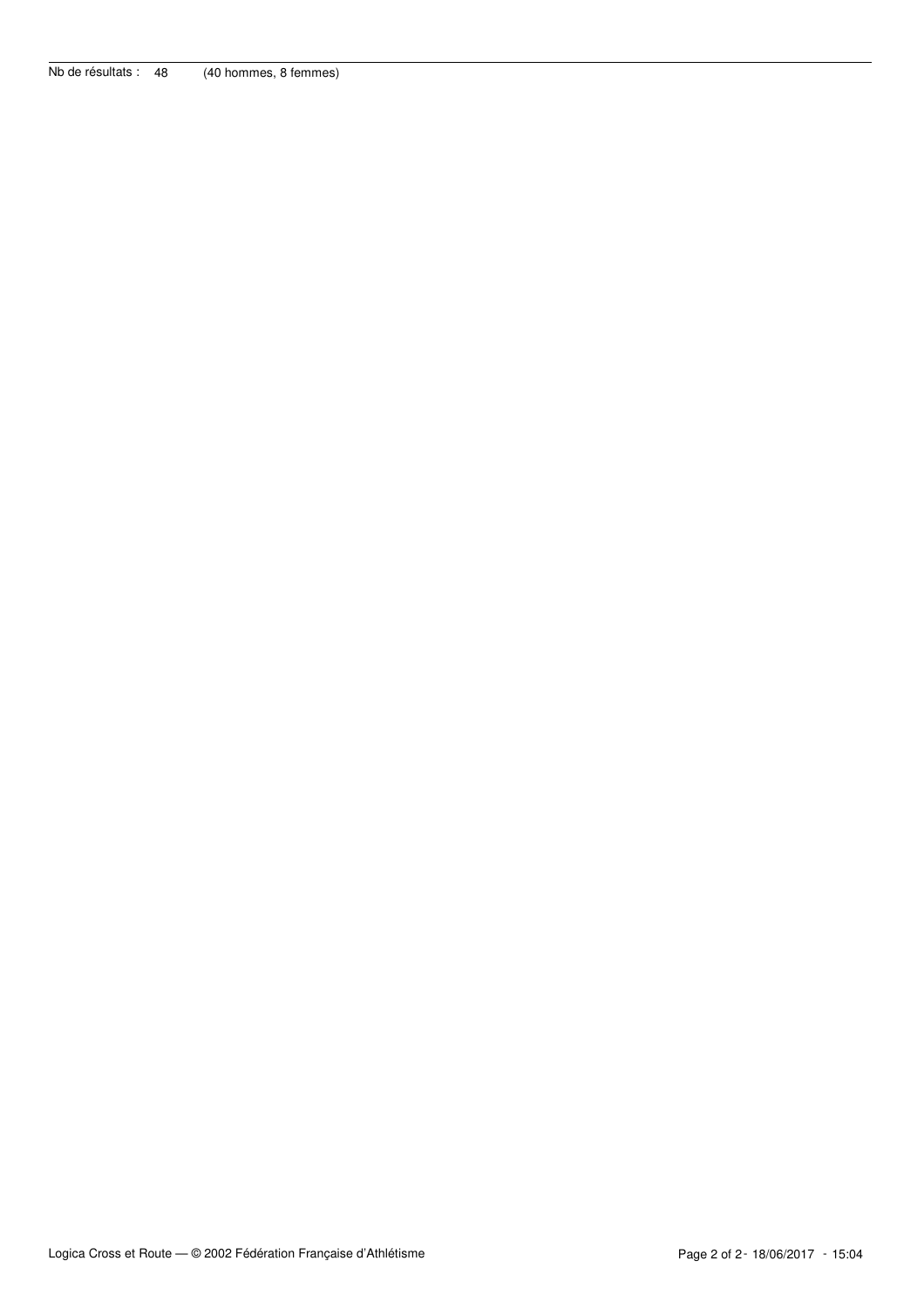Nb de résultats : 48 (40 hommes, 8 femmes)